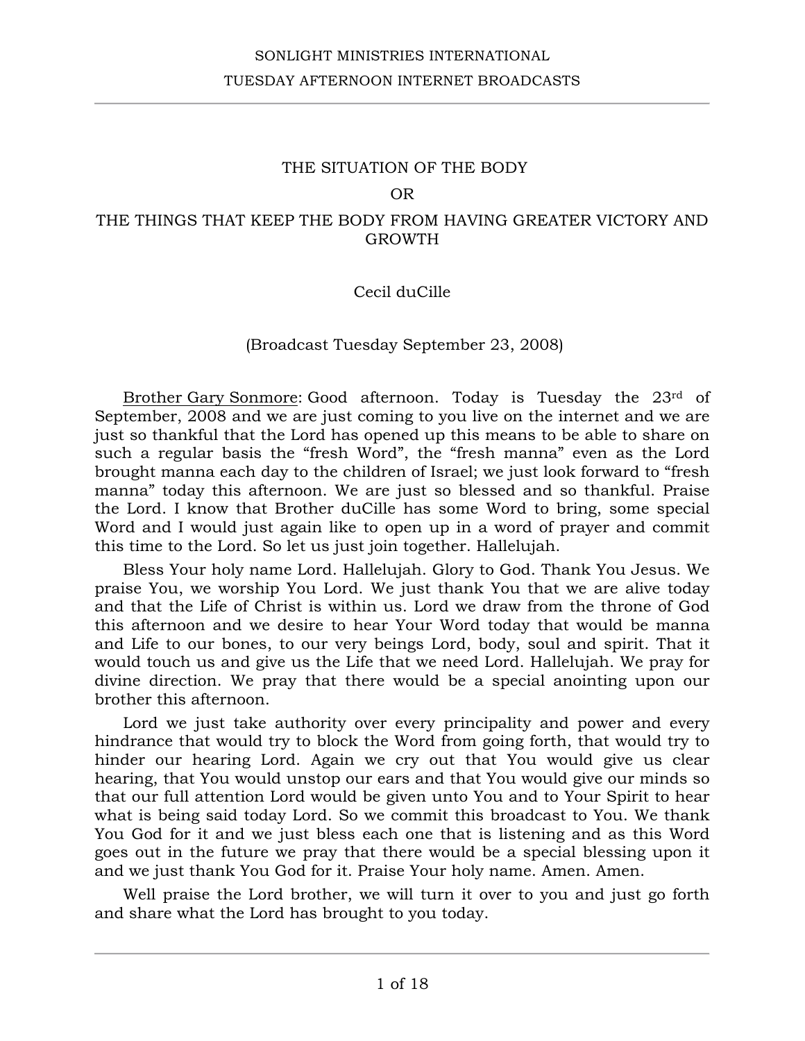# THE SITUATION OF THE BODY

# OR

# THE THINGS THAT KEEP THE BODY FROM HAVING GREATER VICTORY AND GROWTH

Cecil duCille

(Broadcast Tuesday September 23, 2008)

Brother Gary Sonmore: Good afternoon. Today is Tuesday the 23rd of September, 2008 and we are just coming to you live on the internet and we are just so thankful that the Lord has opened up this means to be able to share on such a regular basis the "fresh Word", the "fresh manna" even as the Lord brought manna each day to the children of Israel; we just look forward to "fresh manna" today this afternoon. We are just so blessed and so thankful. Praise the Lord. I know that Brother duCille has some Word to bring, some special Word and I would just again like to open up in a word of prayer and commit this time to the Lord. So let us just join together. Hallelujah.

Bless Your holy name Lord. Hallelujah. Glory to God. Thank You Jesus. We praise You, we worship You Lord. We just thank You that we are alive today and that the Life of Christ is within us. Lord we draw from the throne of God this afternoon and we desire to hear Your Word today that would be manna and Life to our bones, to our very beings Lord, body, soul and spirit. That it would touch us and give us the Life that we need Lord. Hallelujah. We pray for divine direction. We pray that there would be a special anointing upon our brother this afternoon.

Lord we just take authority over every principality and power and every hindrance that would try to block the Word from going forth, that would try to hinder our hearing Lord. Again we cry out that You would give us clear hearing, that You would unstop our ears and that You would give our minds so that our full attention Lord would be given unto You and to Your Spirit to hear what is being said today Lord. So we commit this broadcast to You. We thank You God for it and we just bless each one that is listening and as this Word goes out in the future we pray that there would be a special blessing upon it and we just thank You God for it. Praise Your holy name. Amen. Amen.

Well praise the Lord brother, we will turn it over to you and just go forth and share what the Lord has brought to you today.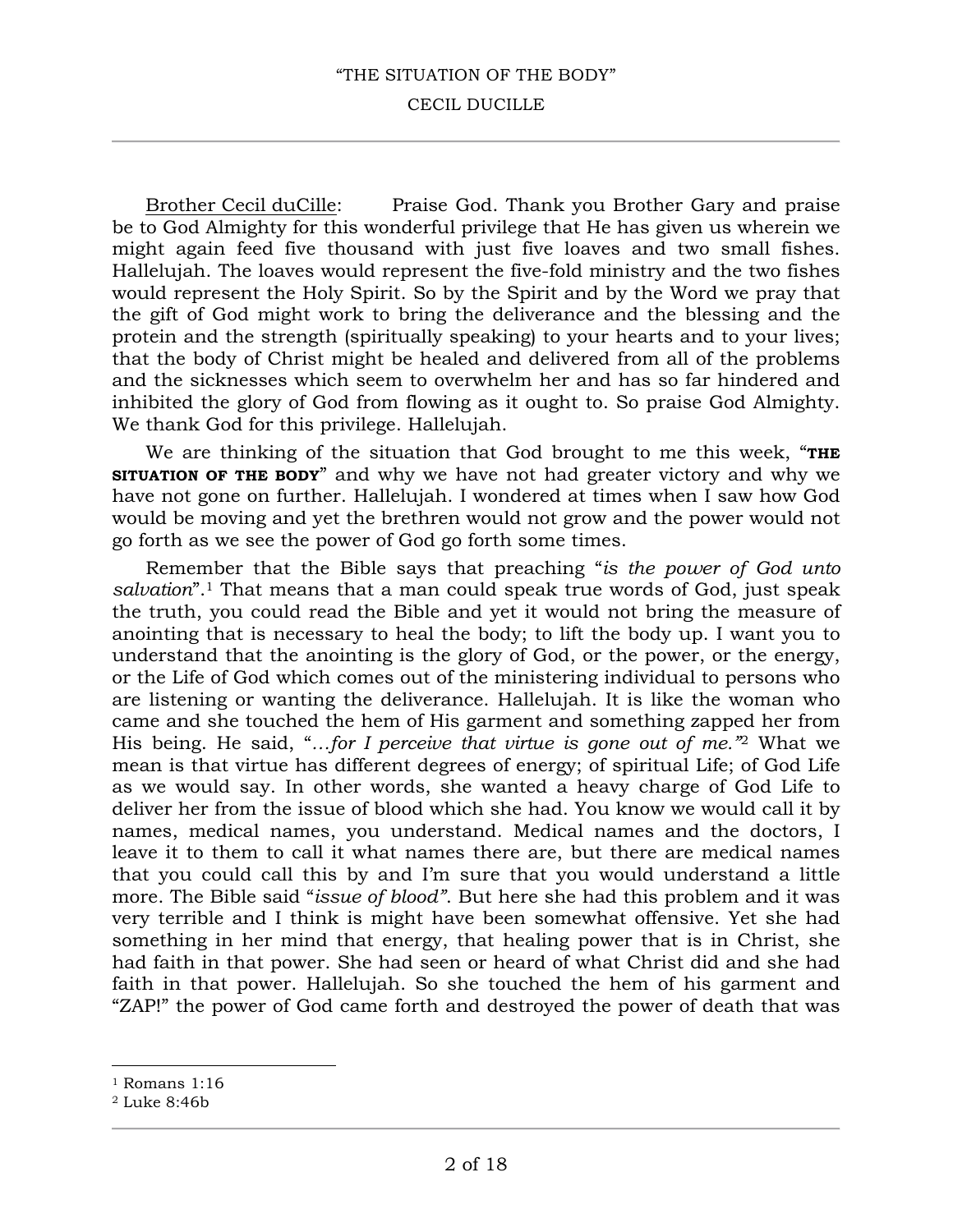Brother Cecil duCille: Praise God. Thank you Brother Gary and praise be to God Almighty for this wonderful privilege that He has given us wherein we might again feed five thousand with just five loaves and two small fishes. Hallelujah. The loaves would represent the five-fold ministry and the two fishes would represent the Holy Spirit. So by the Spirit and by the Word we pray that the gift of God might work to bring the deliverance and the blessing and the protein and the strength (spiritually speaking) to your hearts and to your lives; that the body of Christ might be healed and delivered from all of the problems and the sicknesses which seem to overwhelm her and has so far hindered and inhibited the glory of God from flowing as it ought to. So praise God Almighty. We thank God for this privilege. Hallelujah.

We are thinking of the situation that God brought to me this week, "**THE SITUATION OF THE BODY**" and why we have not had greater victory and why we have not gone on further. Hallelujah. I wondered at times when I saw how God would be moving and yet the brethren would not grow and the power would not go forth as we see the power of God go forth some times.

Remember that the Bible says that preaching "*is the power of God unto salvation*".[1] That means that a man could speak true words of God, just speak the truth, you could read the Bible and yet it would not bring the measure of anointing that is necessary to heal the body; to lift the body up. I want you to understand that the anointing is the glory of God, or the power, or the energy, or the Life of God which comes out of the ministering individual to persons who are listening or wanting the deliverance. Hallelujah. It is like the woman who came and she touched the hem of His garment and something zapped her from His being. He said, "*…for I perceive that virtue is gone out of me."*[2] What we mean is that virtue has different degrees of energy; of spiritual Life; of God Life as we would say. In other words, she wanted a heavy charge of God Life to deliver her from the issue of blood which she had. You know we would call it by names, medical names, you understand. Medical names and the doctors, I leave it to them to call it what names there are, but there are medical names that you could call this by and I'm sure that you would understand a little more. The Bible said "*issue of blood"*. But here she had this problem and it was very terrible and I think is might have been somewhat offensive. Yet she had something in her mind that energy, that healing power that is in Christ, she had faith in that power. She had seen or heard of what Christ did and she had faith in that power. Hallelujah. So she touched the hem of his garment and "ZAP!" the power of God came forth and destroyed the power of death that was

---

[1] Romans 1:16

[2] Luke 8:46b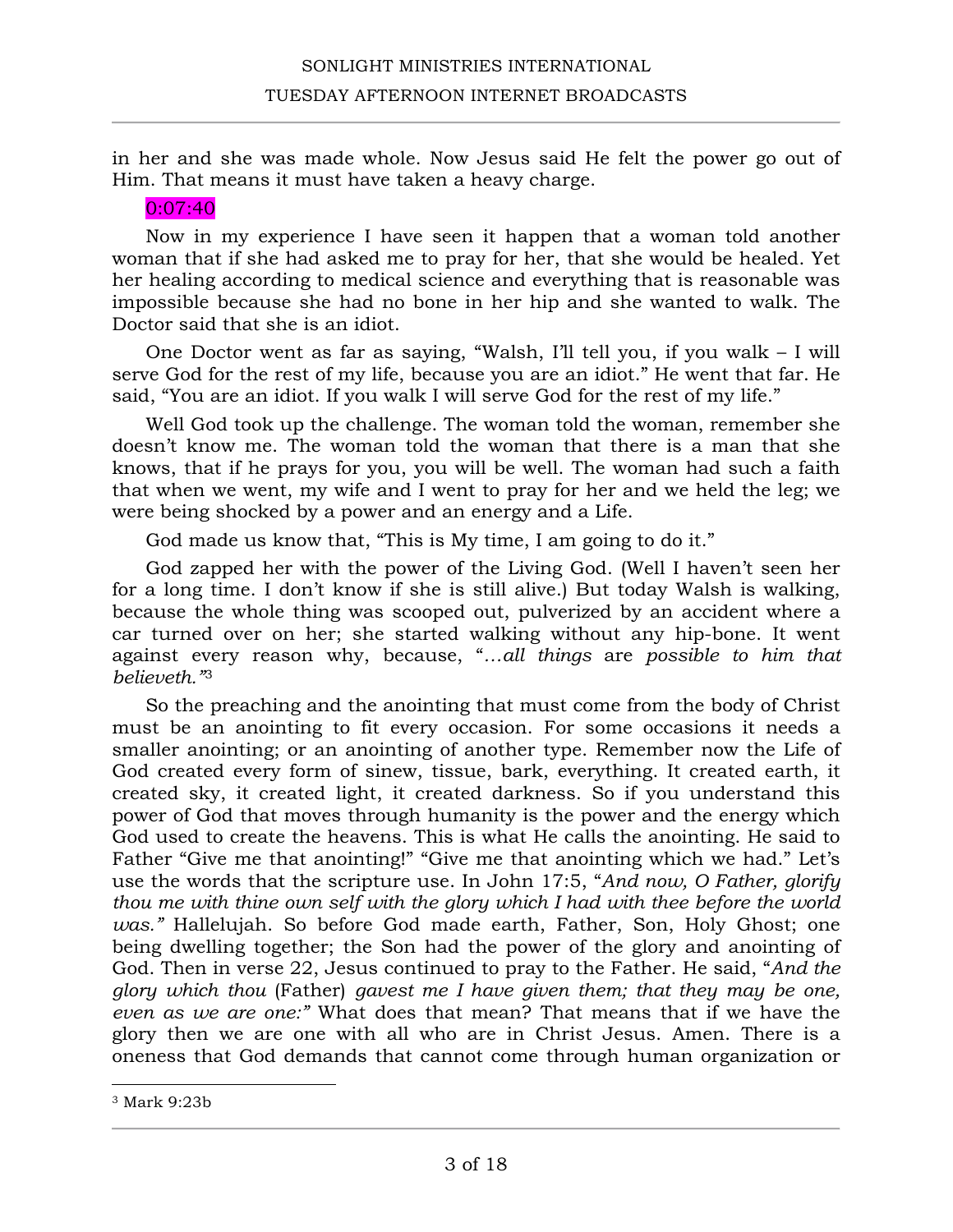in her and she was made whole. Now Jesus said He felt the power go out of Him. That means it must have taken a heavy charge.

0:07:40

Now in my experience I have seen it happen that a woman told another woman that if she had asked me to pray for her, that she would be healed. Yet her healing according to medical science and everything that is reasonable was impossible because she had no bone in her hip and she wanted to walk. The Doctor said that she is an idiot.

One Doctor went as far as saying, "Walsh, I'll tell you, if you walk – I will serve God for the rest of my life, because you are an idiot." He went that far. He said, "You are an idiot. If you walk I will serve God for the rest of my life."

Well God took up the challenge. The woman told the woman, remember she doesn't know me. The woman told the woman that there is a man that she knows, that if he prays for you, you will be well. The woman had such a faith that when we went, my wife and I went to pray for her and we held the leg; we were being shocked by a power and an energy and a Life.

God made us know that, "This is My time, I am going to do it."

God zapped her with the power of the Living God. (Well I haven't seen her for a long time. I don't know if she is still alive.) But today Walsh is walking, because the whole thing was scooped out, pulverized by an accident where a car turned over on her; she started walking without any hip-bone. It went against every reason why, because, "*…all things* are *possible to him that believeth."*[3]

So the preaching and the anointing that must come from the body of Christ must be an anointing to fit every occasion. For some occasions it needs a smaller anointing; or an anointing of another type. Remember now the Life of God created every form of sinew, tissue, bark, everything. It created earth, it created sky, it created light, it created darkness. So if you understand this power of God that moves through humanity is the power and the energy which God used to create the heavens. This is what He calls the anointing. He said to Father "Give me that anointing!" "Give me that anointing which we had." Let's use the words that the scripture use. In John 17:5, "*And now, O Father, glorify thou me with thine own self with the glory which I had with thee before the world was."* Hallelujah. So before God made earth, Father, Son, Holy Ghost; one being dwelling together; the Son had the power of the glory and anointing of God. Then in verse 22, Jesus continued to pray to the Father. He said, "*And the glory which thou* (Father) *gavest me I have given them; that they may be one, even as we are one:"* What does that mean? That means that if we have the glory then we are one with all who are in Christ Jesus. Amen. There is a oneness that God demands that cannot come through human organization or

[3] Mark 9:23b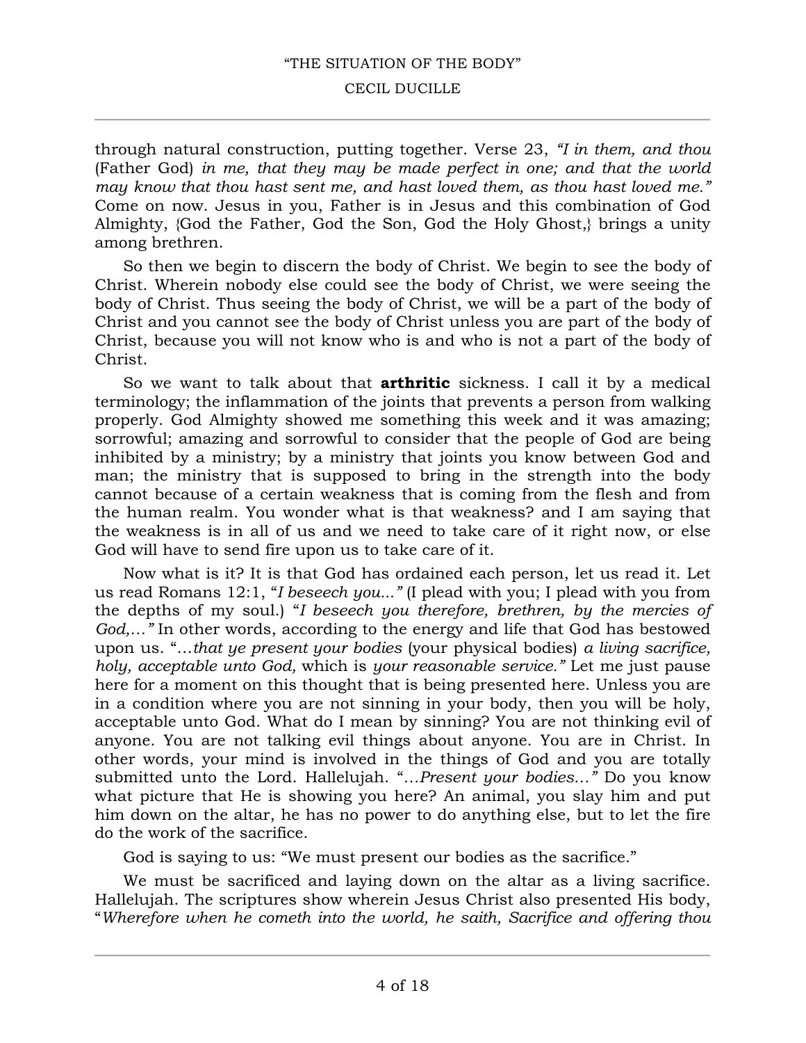through natural construction, putting together. Verse 23, *"I in them, and thou* (Father God) *in me, that they may be made perfect in one; and that the world may know that thou hast sent me, and hast loved them, as thou hast loved me."* Come on now. Jesus in you, Father is in Jesus and this combination of God Almighty, {God the Father, God the Son, God the Holy Ghost,} brings a unity among brethren.

So then we begin to discern the body of Christ. We begin to see the body of Christ. Wherein nobody else could see the body of Christ, we were seeing the body of Christ. Thus seeing the body of Christ, we will be a part of the body of Christ and you cannot see the body of Christ unless you are part of the body of Christ, because you will not know who is and who is not a part of the body of Christ.

So we want to talk about that **arthritic** sickness. I call it by a medical terminology; the inflammation of the joints that prevents a person from walking properly. God Almighty showed me something this week and it was amazing; sorrowful; amazing and sorrowful to consider that the people of God are being inhibited by a ministry; by a ministry that joints you know between God and man; the ministry that is supposed to bring in the strength into the body cannot because of a certain weakness that is coming from the flesh and from the human realm. You wonder what is that weakness? and I am saying that the weakness is in all of us and we need to take care of it right now, or else God will have to send fire upon us to take care of it.

Now what is it? It is that God has ordained each person, let us read it. Let us read Romans 12:1, "*I beseech you...*" (I plead with you; I plead with you from the depths of my soul.) "*I beseech you therefore, brethren, by the mercies of God,…"* In other words, according to the energy and life that God has bestowed upon us. "*…that ye present your bodies* (your physical bodies) *a living sacrifice, holy, acceptable unto God,* which is *your reasonable service."* Let me just pause here for a moment on this thought that is being presented here. Unless you are in a condition where you are not sinning in your body, then you will be holy, acceptable unto God. What do I mean by sinning? You are not thinking evil of anyone. You are not talking evil things about anyone. You are in Christ. In other words, your mind is involved in the things of God and you are totally submitted unto the Lord. Hallelujah. "*…Present your bodies…"* Do you know what picture that He is showing you here? An animal, you slay him and put him down on the altar, he has no power to do anything else, but to let the fire do the work of the sacrifice.

God is saying to us: "We must present our bodies as the sacrifice."

We must be sacrificed and laying down on the altar as a living sacrifice. Hallelujah. The scriptures show wherein Jesus Christ also presented His body, "*Wherefore when he cometh into the world, he saith, Sacrifice and offering thou*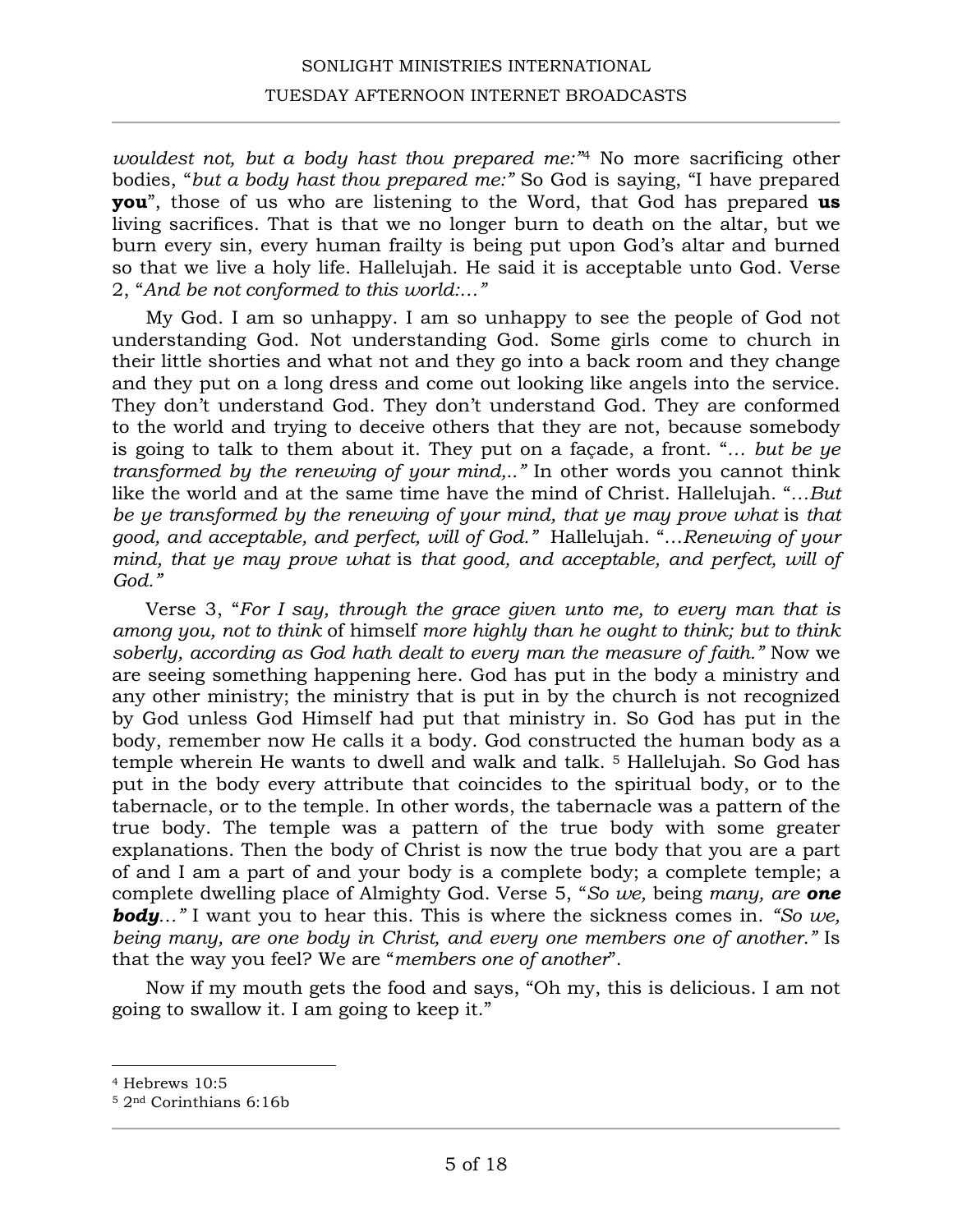*wouldest not, but a body hast thou prepared me:"*[4] No more sacrificing other bodies, "*but a body hast thou prepared me:"* So God is saying, "I have prepared **you**", those of us who are listening to the Word, that God has prepared **us** living sacrifices. That is that we no longer burn to death on the altar, but we burn every sin, every human frailty is being put upon God's altar and burned so that we live a holy life. Hallelujah. He said it is acceptable unto God. Verse 2, "*And be not conformed to this world:…"*

My God. I am so unhappy. I am so unhappy to see the people of God not understanding God. Not understanding God. Some girls come to church in their little shorties and what not and they go into a back room and they change and they put on a long dress and come out looking like angels into the service. They don't understand God. They don't understand God. They are conformed to the world and trying to deceive others that they are not, because somebody is going to talk to them about it. They put on a façade, a front. "*… but be ye transformed by the renewing of your mind,.."* In other words you cannot think like the world and at the same time have the mind of Christ. Hallelujah. "*…But be ye transformed by the renewing of your mind, that ye may prove what* is *that good, and acceptable, and perfect, will of God."* Hallelujah. "*…Renewing of your mind, that ye may prove what* is *that good, and acceptable, and perfect, will of God."*

Verse 3, "*For I say, through the grace given unto me, to every man that is among you, not to think* of himself *more highly than he ought to think; but to think soberly, according as God hath dealt to every man the measure of faith."* Now we are seeing something happening here. God has put in the body a ministry and any other ministry; the ministry that is put in by the church is not recognized by God unless God Himself had put that ministry in. So God has put in the body, remember now He calls it a body. God constructed the human body as a temple wherein He wants to dwell and walk and talk. [5] Hallelujah. So God has put in the body every attribute that coincides to the spiritual body, or to the tabernacle, or to the temple. In other words, the tabernacle was a pattern of the true body. The temple was a pattern of the true body with some greater explanations. Then the body of Christ is now the true body that you are a part of and I am a part of and your body is a complete body; a complete temple; a complete dwelling place of Almighty God. Verse 5, "*So we,* being *many, are* ***one body****…"* I want you to hear this. This is where the sickness comes in. *"So we, being many, are one body in Christ, and every one members one of another."* Is that the way you feel? We are "*members one of another*".

Now if my mouth gets the food and says, "Oh my, this is delicious. I am not going to swallow it. I am going to keep it."

---

[4] Hebrews 10:5

[5] 2nd Corinthians 6:16b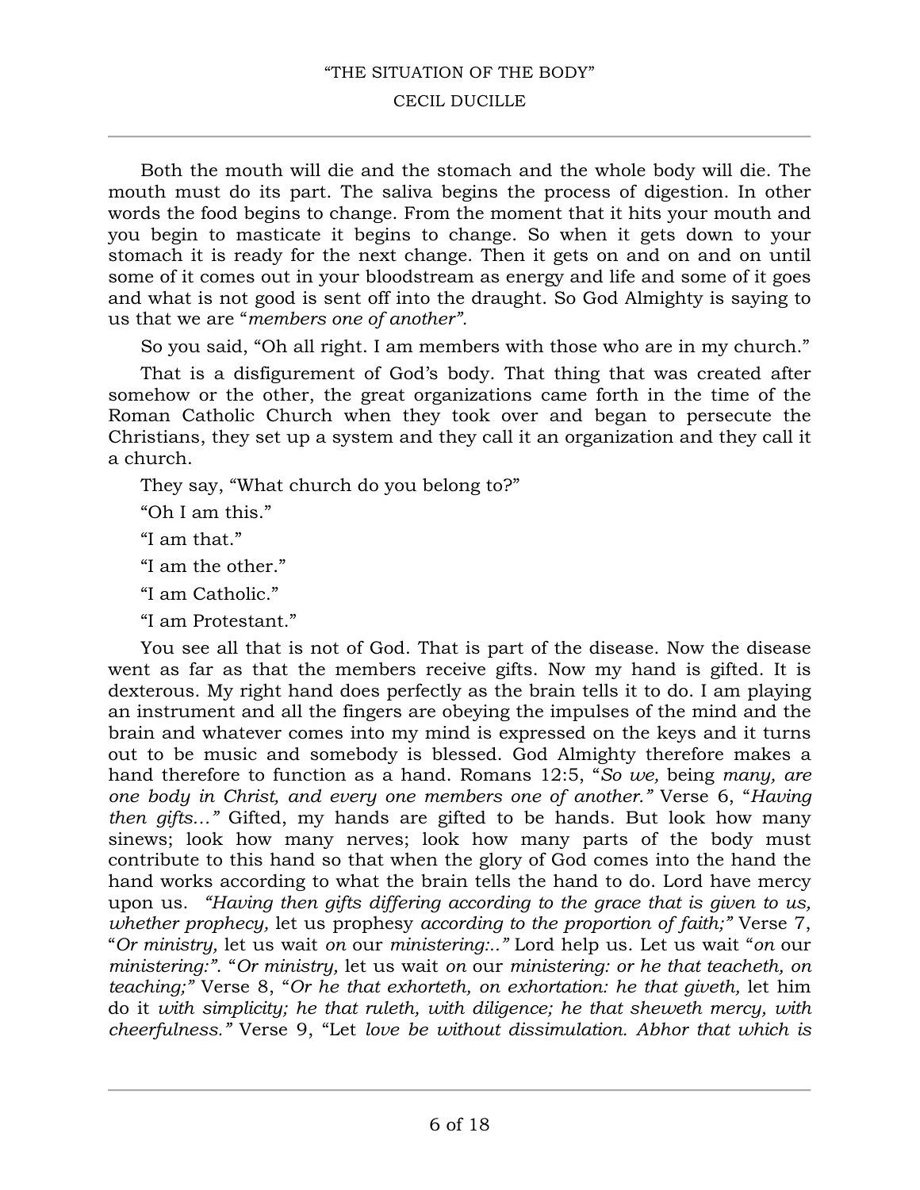Both the mouth will die and the stomach and the whole body will die. The mouth must do its part. The saliva begins the process of digestion. In other words the food begins to change. From the moment that it hits your mouth and you begin to masticate it begins to change. So when it gets down to your stomach it is ready for the next change. Then it gets on and on and on until some of it comes out in your bloodstream as energy and life and some of it goes and what is not good is sent off into the draught. So God Almighty is saying to us that we are "*members one of another"*.

So you said, "Oh all right. I am members with those who are in my church."

That is a disfigurement of God's body. That thing that was created after somehow or the other, the great organizations came forth in the time of the Roman Catholic Church when they took over and began to persecute the Christians, they set up a system and they call it an organization and they call it a church.

They say, "What church do you belong to?"

"Oh I am this."

"I am that."

"I am the other."

"I am Catholic."

"I am Protestant."

You see all that is not of God. That is part of the disease. Now the disease went as far as that the members receive gifts. Now my hand is gifted. It is dexterous. My right hand does perfectly as the brain tells it to do. I am playing an instrument and all the fingers are obeying the impulses of the mind and the brain and whatever comes into my mind is expressed on the keys and it turns out to be music and somebody is blessed. God Almighty therefore makes a hand therefore to function as a hand. Romans 12:5, "*So we,* being *many, are one body in Christ, and every one members one of another."* Verse 6, "*Having then gifts…"* Gifted, my hands are gifted to be hands. But look how many sinews; look how many nerves; look how many parts of the body must contribute to this hand so that when the glory of God comes into the hand the hand works according to what the brain tells the hand to do. Lord have mercy upon us. *"Having then gifts differing according to the grace that is given to us, whether prophecy,* let us prophesy *according to the proportion of faith;"* Verse 7, "*Or ministry,* let us wait *on* our *ministering:.."* Lord help us. Let us wait "*on* our *ministering:"*. "*Or ministry,* let us wait *on* our *ministering: or he that teacheth, on teaching;"* Verse 8, "*Or he that exhorteth, on exhortation: he that giveth,* let him do it *with simplicity; he that ruleth, with diligence; he that sheweth mercy, with cheerfulness."* Verse 9, "Let *love be without dissimulation. Abhor that which is*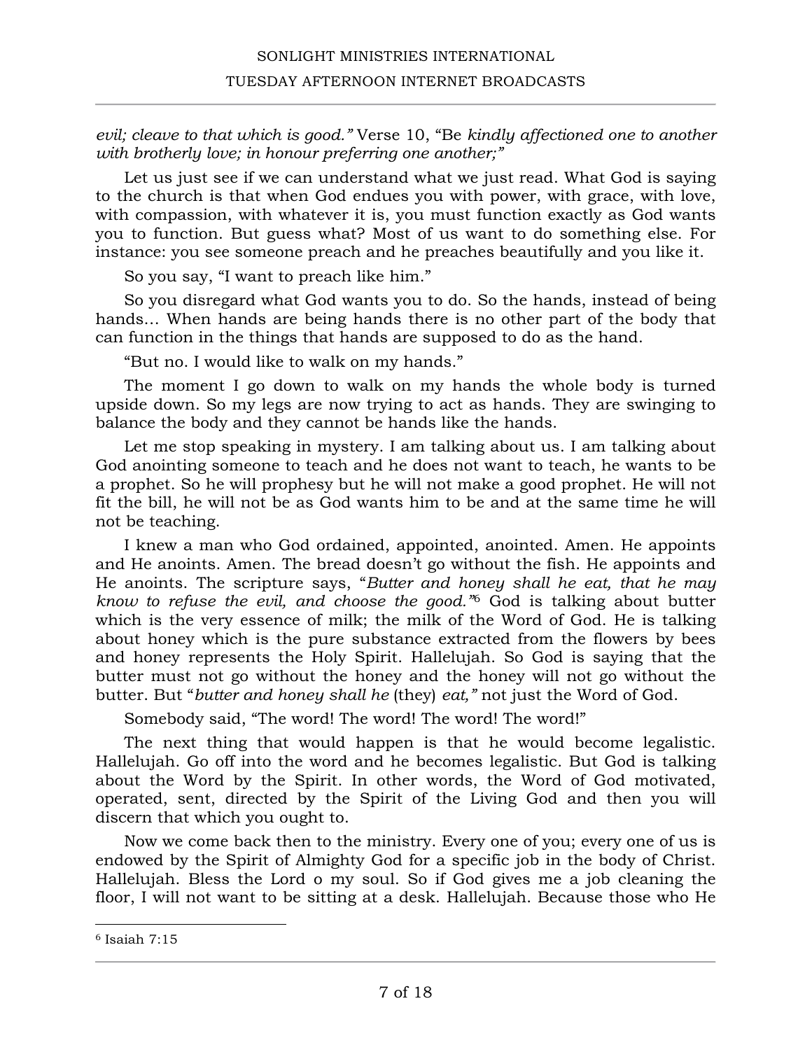*evil; cleave to that which is good."* Verse 10, "Be *kindly affectioned one to another with brotherly love; in honour preferring one another;"*

Let us just see if we can understand what we just read. What God is saying to the church is that when God endues you with power, with grace, with love, with compassion, with whatever it is, you must function exactly as God wants you to function. But guess what? Most of us want to do something else. For instance: you see someone preach and he preaches beautifully and you like it.

So you say, "I want to preach like him."

So you disregard what God wants you to do. So the hands, instead of being hands… When hands are being hands there is no other part of the body that can function in the things that hands are supposed to do as the hand.

"But no. I would like to walk on my hands."

The moment I go down to walk on my hands the whole body is turned upside down. So my legs are now trying to act as hands. They are swinging to balance the body and they cannot be hands like the hands.

Let me stop speaking in mystery. I am talking about us. I am talking about God anointing someone to teach and he does not want to teach, he wants to be a prophet. So he will prophesy but he will not make a good prophet. He will not fit the bill, he will not be as God wants him to be and at the same time he will not be teaching.

I knew a man who God ordained, appointed, anointed. Amen. He appoints and He anoints. Amen. The bread doesn't go without the fish. He appoints and He anoints. The scripture says, "*Butter and honey shall he eat, that he may know to refuse the evil, and choose the good."*[6] God is talking about butter which is the very essence of milk; the milk of the Word of God. He is talking about honey which is the pure substance extracted from the flowers by bees and honey represents the Holy Spirit. Hallelujah. So God is saying that the butter must not go without the honey and the honey will not go without the butter. But "*butter and honey shall he* (they) *eat,"* not just the Word of God.

Somebody said, "The word! The word! The word! The word!"

The next thing that would happen is that he would become legalistic. Hallelujah. Go off into the word and he becomes legalistic. But God is talking about the Word by the Spirit. In other words, the Word of God motivated, operated, sent, directed by the Spirit of the Living God and then you will discern that which you ought to.

Now we come back then to the ministry. Every one of you; every one of us is endowed by the Spirit of Almighty God for a specific job in the body of Christ. Hallelujah. Bless the Lord o my soul. So if God gives me a job cleaning the floor, I will not want to be sitting at a desk. Hallelujah. Because those who He

---

[6] Isaiah 7:15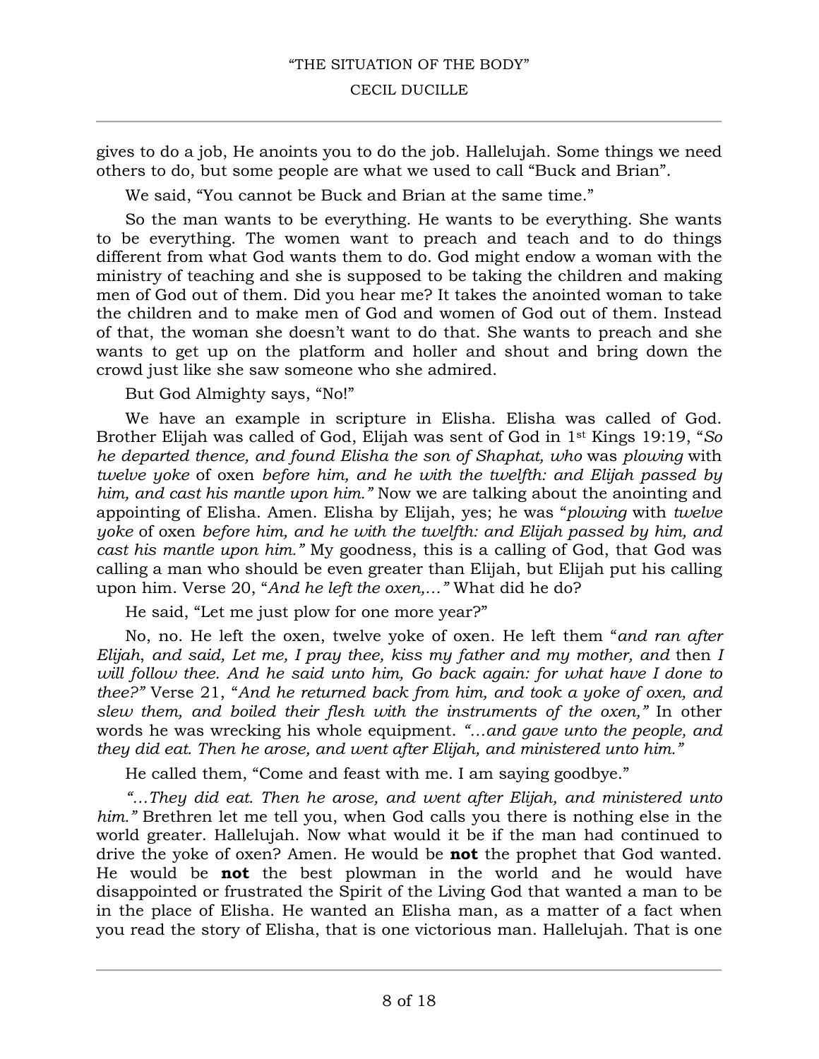gives to do a job, He anoints you to do the job. Hallelujah. Some things we need others to do, but some people are what we used to call "Buck and Brian".

We said, "You cannot be Buck and Brian at the same time."

So the man wants to be everything. He wants to be everything. She wants to be everything. The women want to preach and teach and to do things different from what God wants them to do. God might endow a woman with the ministry of teaching and she is supposed to be taking the children and making men of God out of them. Did you hear me? It takes the anointed woman to take the children and to make men of God and women of God out of them. Instead of that, the woman she doesn't want to do that. She wants to preach and she wants to get up on the platform and holler and shout and bring down the crowd just like she saw someone who she admired.

But God Almighty says, "No!"

We have an example in scripture in Elisha. Elisha was called of God. Brother Elijah was called of God, Elijah was sent of God in 1st Kings 19:19, "*So he departed thence, and found Elisha the son of Shaphat, who* was *plowing* with *twelve yoke* of oxen *before him, and he with the twelfth: and Elijah passed by him, and cast his mantle upon him."* Now we are talking about the anointing and appointing of Elisha. Amen. Elisha by Elijah, yes; he was "*plowing* with *twelve yoke* of oxen *before him, and he with the twelfth: and Elijah passed by him, and cast his mantle upon him."* My goodness, this is a calling of God, that God was calling a man who should be even greater than Elijah, but Elijah put his calling upon him. Verse 20, "*And he left the oxen,…"* What did he do?

He said, "Let me just plow for one more year?"

No, no. He left the oxen, twelve yoke of oxen. He left them "*and ran after Elijah, and said, Let me, I pray thee, kiss my father and my mother, and* then *I will follow thee. And he said unto him, Go back again: for what have I done to thee?"* Verse 21, "*And he returned back from him, and took a yoke of oxen, and slew them, and boiled their flesh with the instruments of the oxen,"* In other words he was wrecking his whole equipment. *"…and gave unto the people, and they did eat. Then he arose, and went after Elijah, and ministered unto him."*

He called them, "Come and feast with me. I am saying goodbye."

*"…They did eat. Then he arose, and went after Elijah, and ministered unto him."* Brethren let me tell you, when God calls you there is nothing else in the world greater. Hallelujah. Now what would it be if the man had continued to drive the yoke of oxen? Amen. He would be **not** the prophet that God wanted. He would be **not** the best plowman in the world and he would have disappointed or frustrated the Spirit of the Living God that wanted a man to be in the place of Elisha. He wanted an Elisha man, as a matter of a fact when you read the story of Elisha, that is one victorious man. Hallelujah. That is one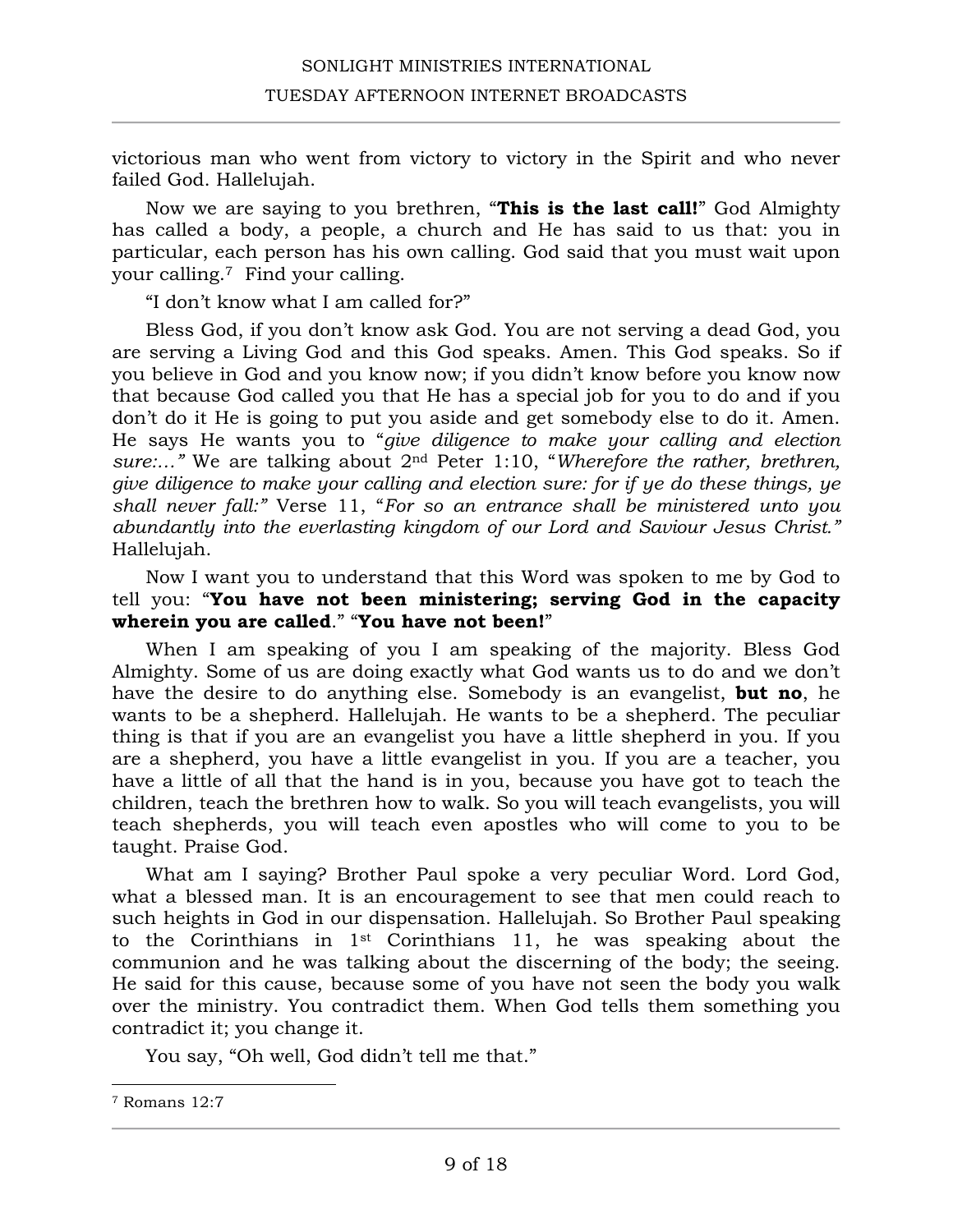victorious man who went from victory to victory in the Spirit and who never failed God. Hallelujah.

Now we are saying to you brethren, "**This is the last call!**" God Almighty has called a body, a people, a church and He has said to us that: you in particular, each person has his own calling. God said that you must wait upon your calling.[7] Find your calling.

"I don't know what I am called for?"

Bless God, if you don't know ask God. You are not serving a dead God, you are serving a Living God and this God speaks. Amen. This God speaks. So if you believe in God and you know now; if you didn't know before you know now that because God called you that He has a special job for you to do and if you don't do it He is going to put you aside and get somebody else to do it. Amen. He says He wants you to "*give diligence to make your calling and election sure:…"* We are talking about 2nd Peter 1:10, "*Wherefore the rather, brethren, give diligence to make your calling and election sure: for if ye do these things, ye shall never fall:"* Verse 11, "*For so an entrance shall be ministered unto you abundantly into the everlasting kingdom of our Lord and Saviour Jesus Christ."* Hallelujah.

Now I want you to understand that this Word was spoken to me by God to tell you: "**You have not been ministering; serving God in the capacity wherein you are called**." "**You have not been!**"

When I am speaking of you I am speaking of the majority. Bless God Almighty. Some of us are doing exactly what God wants us to do and we don't have the desire to do anything else. Somebody is an evangelist, **but no**, he wants to be a shepherd. Hallelujah. He wants to be a shepherd. The peculiar thing is that if you are an evangelist you have a little shepherd in you. If you are a shepherd, you have a little evangelist in you. If you are a teacher, you have a little of all that the hand is in you, because you have got to teach the children, teach the brethren how to walk. So you will teach evangelists, you will teach shepherds, you will teach even apostles who will come to you to be taught. Praise God.

What am I saying? Brother Paul spoke a very peculiar Word. Lord God, what a blessed man. It is an encouragement to see that men could reach to such heights in God in our dispensation. Hallelujah. So Brother Paul speaking to the Corinthians in 1st Corinthians 11, he was speaking about the communion and he was talking about the discerning of the body; the seeing. He said for this cause, because some of you have not seen the body you walk over the ministry. You contradict them. When God tells them something you contradict it; you change it.

You say, "Oh well, God didn't tell me that."

---

[7] Romans 12:7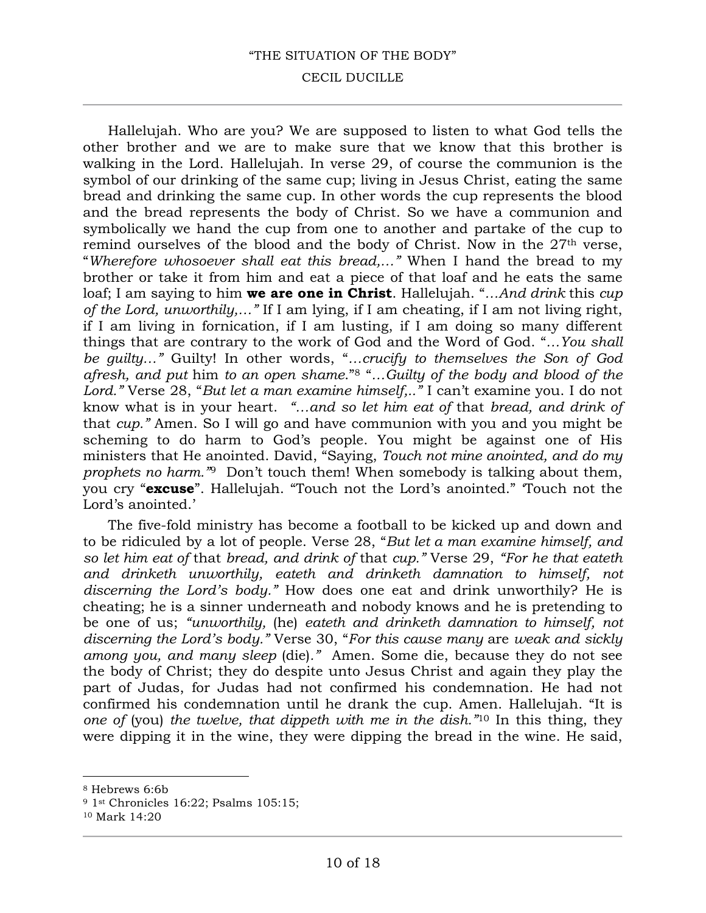Hallelujah. Who are you? We are supposed to listen to what God tells the other brother and we are to make sure that we know that this brother is walking in the Lord. Hallelujah. In verse 29, of course the communion is the symbol of our drinking of the same cup; living in Jesus Christ, eating the same bread and drinking the same cup. In other words the cup represents the blood and the bread represents the body of Christ. So we have a communion and symbolically we hand the cup from one to another and partake of the cup to remind ourselves of the blood and the body of Christ. Now in the 27th verse, "*Wherefore whosoever shall eat this bread,…*" When I hand the bread to my brother or take it from him and eat a piece of that loaf and he eats the same loaf; I am saying to him **we are one in Christ**. Hallelujah. "*…And drink* this *cup of the Lord, unworthily,…*" If I am lying, if I am cheating, if I am not living right, if I am living in fornication, if I am lusting, if I am doing so many different things that are contrary to the work of God and the Word of God. "*…You shall be guilty…*" Guilty! In other words, "*…crucify to themselves the Son of God afresh, and put* him *to an open shame.*"[8] "*…Guilty of the body and blood of the Lord.*" Verse 28, "*But let a man examine himself,..*" I can't examine you. I do not know what is in your heart. *"…and so let him eat of* that *bread, and drink of* that *cup."* Amen. So I will go and have communion with you and you might be scheming to do harm to God's people. You might be against one of His ministers that He anointed. David, "Saying, *Touch not mine anointed, and do my prophets no harm.*"[9] Don't touch them! When somebody is talking about them, you cry "**excuse**". Hallelujah. "Touch not the Lord's anointed." 'Touch not the Lord's anointed.'

The five-fold ministry has become a football to be kicked up and down and to be ridiculed by a lot of people. Verse 28, "*But let a man examine himself, and so let him eat of* that *bread, and drink of* that *cup."* Verse 29, *"For he that eateth and drinketh unworthily, eateth and drinketh damnation to himself, not discerning the Lord's body."* How does one eat and drink unworthily? He is cheating; he is a sinner underneath and nobody knows and he is pretending to be one of us; *"unworthily,* (he) *eateth and drinketh damnation to himself, not discerning the Lord's body."* Verse 30, "*For this cause many* are *weak and sickly among you, and many sleep* (die)*."* Amen. Some die, because they do not see the body of Christ; they do despite unto Jesus Christ and again they play the part of Judas, for Judas had not confirmed his condemnation. He had not confirmed his condemnation until he drank the cup. Amen. Hallelujah. "It is *one of* (you) *the twelve, that dippeth with me in the dish."*[10] In this thing, they were dipping it in the wine, they were dipping the bread in the wine. He said,

---

[8] Hebrews 6:6b

[9] 1st Chronicles 16:22; Psalms 105:15;

[10] Mark 14:20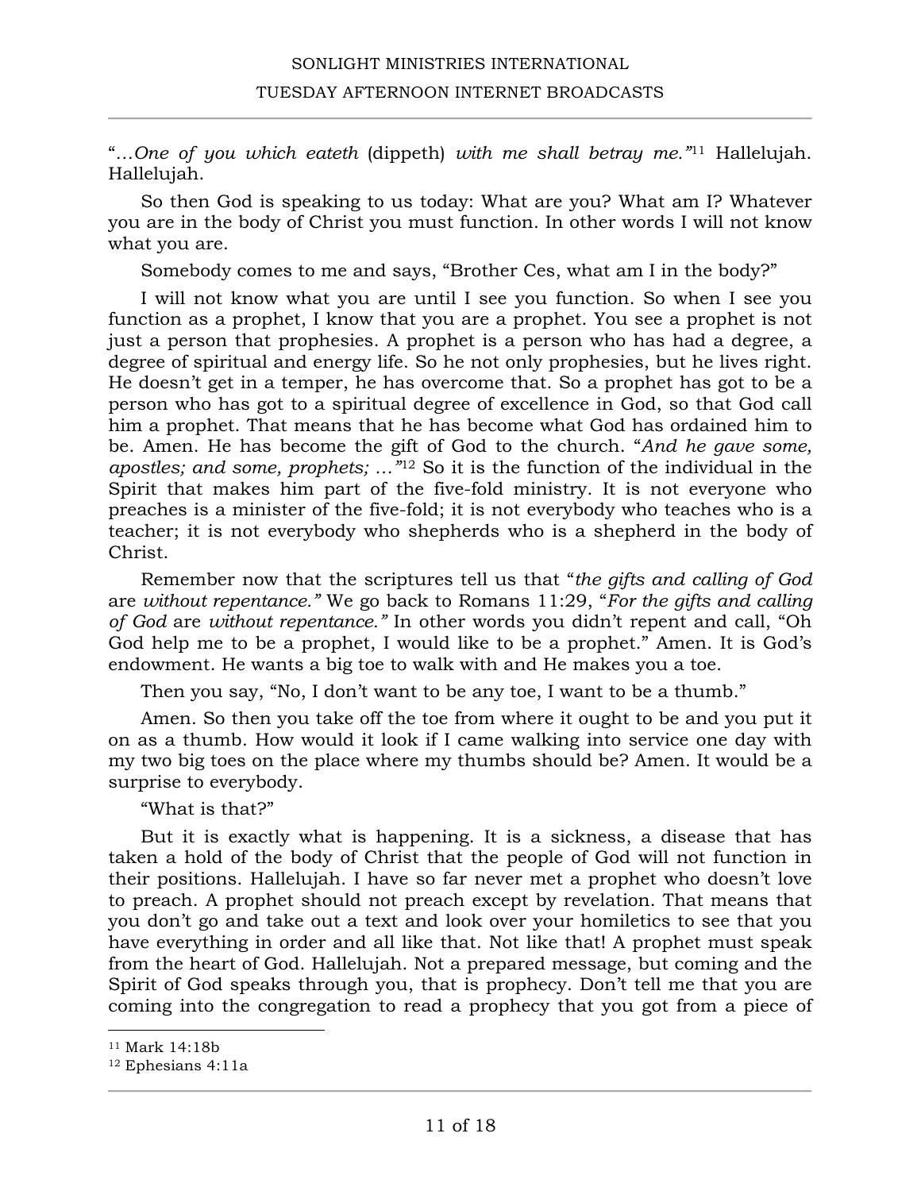"*…One of you which eateth* (dippeth) *with me shall betray me."*[11] Hallelujah. Hallelujah.

So then God is speaking to us today: What are you? What am I? Whatever you are in the body of Christ you must function. In other words I will not know what you are.

Somebody comes to me and says, "Brother Ces, what am I in the body?"

I will not know what you are until I see you function. So when I see you function as a prophet, I know that you are a prophet. You see a prophet is not just a person that prophesies. A prophet is a person who has had a degree, a degree of spiritual and energy life. So he not only prophesies, but he lives right. He doesn't get in a temper, he has overcome that. So a prophet has got to be a person who has got to a spiritual degree of excellence in God, so that God call him a prophet. That means that he has become what God has ordained him to be. Amen. He has become the gift of God to the church. "*And he gave some, apostles; and some, prophets; …"*[12] So it is the function of the individual in the Spirit that makes him part of the five-fold ministry. It is not everyone who preaches is a minister of the five-fold; it is not everybody who teaches who is a teacher; it is not everybody who shepherds who is a shepherd in the body of Christ.

Remember now that the scriptures tell us that "*the gifts and calling of God* are *without repentance."* We go back to Romans 11:29, "*For the gifts and calling of God* are *without repentance."* In other words you didn't repent and call, "Oh God help me to be a prophet, I would like to be a prophet." Amen. It is God's endowment. He wants a big toe to walk with and He makes you a toe.

Then you say, "No, I don't want to be any toe, I want to be a thumb."

Amen. So then you take off the toe from where it ought to be and you put it on as a thumb. How would it look if I came walking into service one day with my two big toes on the place where my thumbs should be? Amen. It would be a surprise to everybody.

"What is that?"

But it is exactly what is happening. It is a sickness, a disease that has taken a hold of the body of Christ that the people of God will not function in their positions. Hallelujah. I have so far never met a prophet who doesn't love to preach. A prophet should not preach except by revelation. That means that you don't go and take out a text and look over your homiletics to see that you have everything in order and all like that. Not like that! A prophet must speak from the heart of God. Hallelujah. Not a prepared message, but coming and the Spirit of God speaks through you, that is prophecy. Don't tell me that you are coming into the congregation to read a prophecy that you got from a piece of

---

[11] Mark 14:18b

[12] Ephesians 4:11a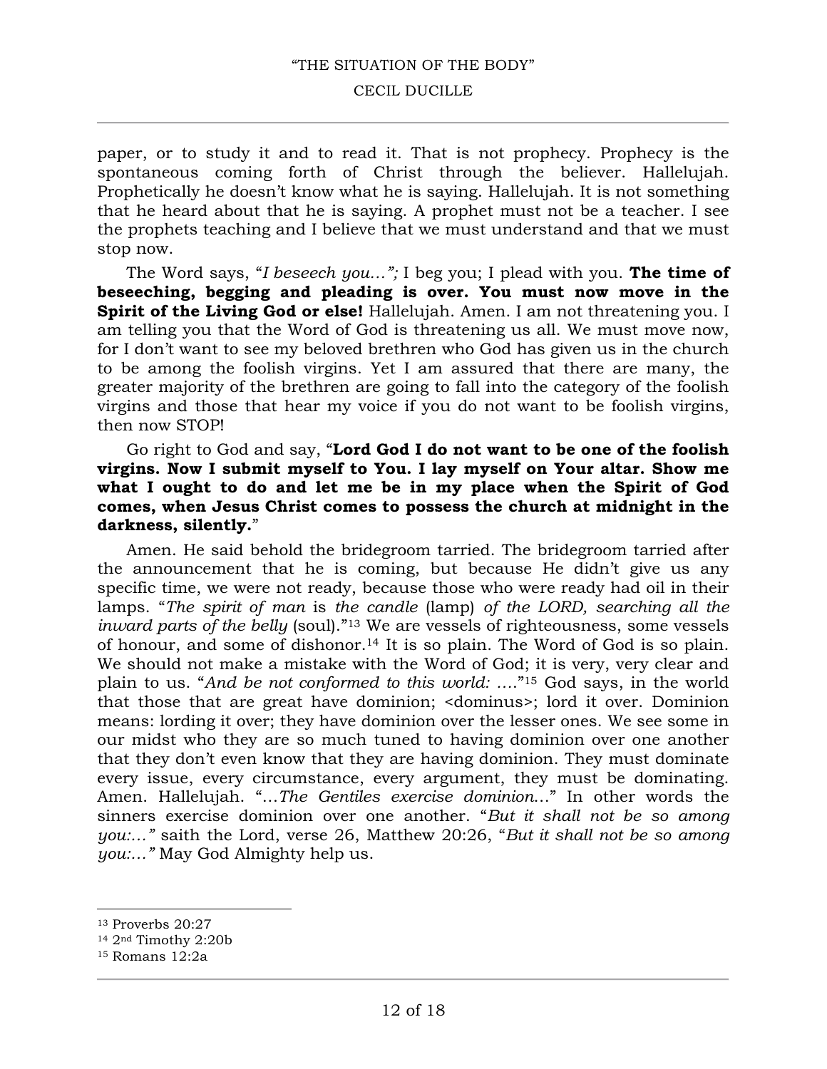paper, or to study it and to read it. That is not prophecy. Prophecy is the spontaneous coming forth of Christ through the believer. Hallelujah. Prophetically he doesn't know what he is saying. Hallelujah. It is not something that he heard about that he is saying. A prophet must not be a teacher. I see the prophets teaching and I believe that we must understand and that we must stop now.

The Word says, "*I beseech you…";* I beg you; I plead with you. **The time of beseeching, begging and pleading is over. You must now move in the Spirit of the Living God or else!** Hallelujah. Amen. I am not threatening you. I am telling you that the Word of God is threatening us all. We must move now, for I don't want to see my beloved brethren who God has given us in the church to be among the foolish virgins. Yet I am assured that there are many, the greater majority of the brethren are going to fall into the category of the foolish virgins and those that hear my voice if you do not want to be foolish virgins, then now STOP!

Go right to God and say, "**Lord God I do not want to be one of the foolish virgins. Now I submit myself to You. I lay myself on Your altar. Show me what I ought to do and let me be in my place when the Spirit of God comes, when Jesus Christ comes to possess the church at midnight in the darkness, silently.**"

Amen. He said behold the bridegroom tarried. The bridegroom tarried after the announcement that he is coming, but because He didn't give us any specific time, we were not ready, because those who were ready had oil in their lamps. "*The spirit of man* is *the candle* (lamp) *of the LORD, searching all the inward parts of the belly* (soul)."[13] We are vessels of righteousness, some vessels of honour, and some of dishonor.[14] It is so plain. The Word of God is so plain. We should not make a mistake with the Word of God; it is very, very clear and plain to us. "*And be not conformed to this world: …*."[15] God says, in the world that those that are great have dominion; <dominus>; lord it over. Dominion means: lording it over; they have dominion over the lesser ones. We see some in our midst who they are so much tuned to having dominion over one another that they don't even know that they are having dominion. They must dominate every issue, every circumstance, every argument, they must be dominating. Amen. Hallelujah. "*…The Gentiles exercise dominion…*" In other words the sinners exercise dominion over one another. "*But it shall not be so among you:…"* saith the Lord, verse 26, Matthew 20:26, "*But it shall not be so among you:…"* May God Almighty help us.

---

[13] Proverbs 20:27
[14] 2nd Timothy 2:20b
[15] Romans 12:2a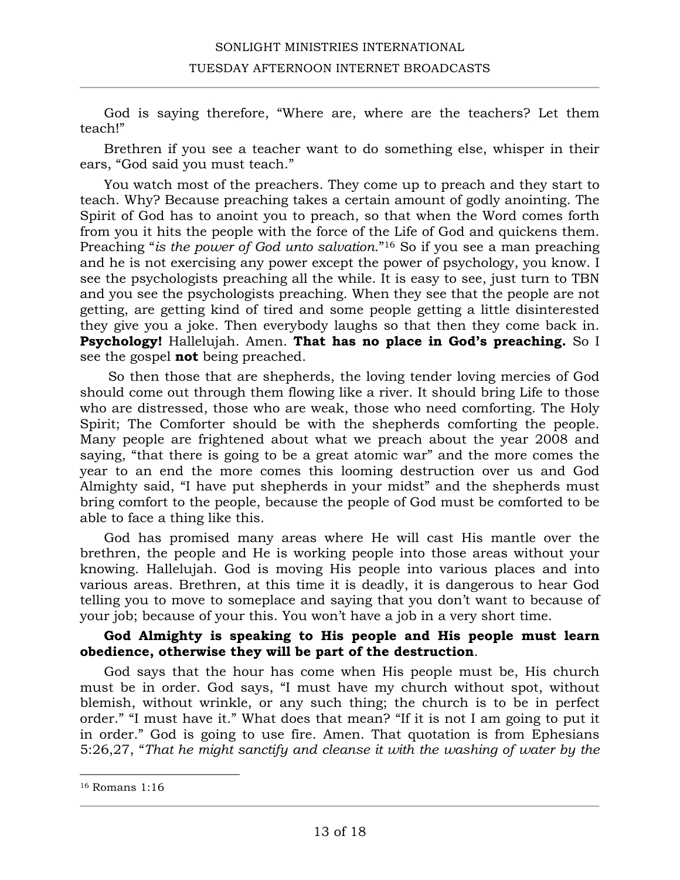God is saying therefore, "Where are, where are the teachers? Let them teach!"

Brethren if you see a teacher want to do something else, whisper in their ears, "God said you must teach."

You watch most of the preachers. They come up to preach and they start to teach. Why? Because preaching takes a certain amount of godly anointing. The Spirit of God has to anoint you to preach, so that when the Word comes forth from you it hits the people with the force of the Life of God and quickens them. Preaching "*is the power of God unto salvation.*"[16] So if you see a man preaching and he is not exercising any power except the power of psychology, you know. I see the psychologists preaching all the while. It is easy to see, just turn to TBN and you see the psychologists preaching. When they see that the people are not getting, are getting kind of tired and some people getting a little disinterested they give you a joke. Then everybody laughs so that then they come back in. **Psychology!** Hallelujah. Amen. **That has no place in God's preaching.** So I see the gospel **not** being preached.

So then those that are shepherds, the loving tender loving mercies of God should come out through them flowing like a river. It should bring Life to those who are distressed, those who are weak, those who need comforting. The Holy Spirit; The Comforter should be with the shepherds comforting the people. Many people are frightened about what we preach about the year 2008 and saying, "that there is going to be a great atomic war" and the more comes the year to an end the more comes this looming destruction over us and God Almighty said, "I have put shepherds in your midst" and the shepherds must bring comfort to the people, because the people of God must be comforted to be able to face a thing like this.

God has promised many areas where He will cast His mantle over the brethren, the people and He is working people into those areas without your knowing. Hallelujah. God is moving His people into various places and into various areas. Brethren, at this time it is deadly, it is dangerous to hear God telling you to move to someplace and saying that you don't want to because of your job; because of your this. You won't have a job in a very short time.

**God Almighty is speaking to His people and His people must learn obedience, otherwise they will be part of the destruction**.

God says that the hour has come when His people must be, His church must be in order. God says, "I must have my church without spot, without blemish, without wrinkle, or any such thing; the church is to be in perfect order." "I must have it." What does that mean? "If it is not I am going to put it in order." God is going to use fire. Amen. That quotation is from Ephesians 5:26,27, "*That he might sanctify and cleanse it with the washing of water by the*

---

[16] Romans 1:16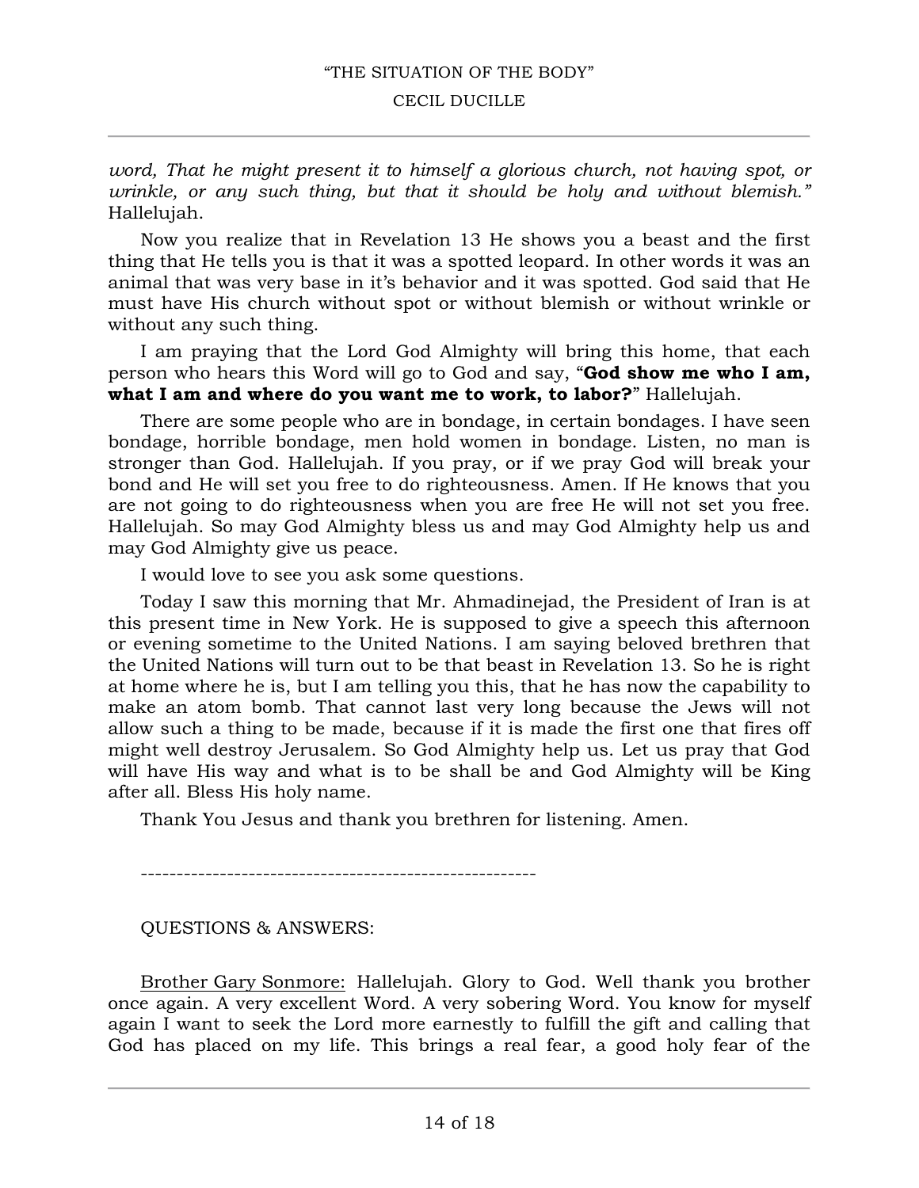*word, That he might present it to himself a glorious church, not having spot, or wrinkle, or any such thing, but that it should be holy and without blemish."* Hallelujah.

Now you realize that in Revelation 13 He shows you a beast and the first thing that He tells you is that it was a spotted leopard. In other words it was an animal that was very base in it's behavior and it was spotted. God said that He must have His church without spot or without blemish or without wrinkle or without any such thing.

I am praying that the Lord God Almighty will bring this home, that each person who hears this Word will go to God and say, "**God show me who I am, what I am and where do you want me to work, to labor?**" Hallelujah.

There are some people who are in bondage, in certain bondages. I have seen bondage, horrible bondage, men hold women in bondage. Listen, no man is stronger than God. Hallelujah. If you pray, or if we pray God will break your bond and He will set you free to do righteousness. Amen. If He knows that you are not going to do righteousness when you are free He will not set you free. Hallelujah. So may God Almighty bless us and may God Almighty help us and may God Almighty give us peace.

I would love to see you ask some questions.

Today I saw this morning that Mr. Ahmadinejad, the President of Iran is at this present time in New York. He is supposed to give a speech this afternoon or evening sometime to the United Nations. I am saying beloved brethren that the United Nations will turn out to be that beast in Revelation 13. So he is right at home where he is, but I am telling you this, that he has now the capability to make an atom bomb. That cannot last very long because the Jews will not allow such a thing to be made, because if it is made the first one that fires off might well destroy Jerusalem. So God Almighty help us. Let us pray that God will have His way and what is to be shall be and God Almighty will be King after all. Bless His holy name.

Thank You Jesus and thank you brethren for listening. Amen.

------------------------------------------------------

QUESTIONS & ANSWERS:

<u>Brother Gary Sonmore:</u> Hallelujah. Glory to God. Well thank you brother once again. A very excellent Word. A very sobering Word. You know for myself again I want to seek the Lord more earnestly to fulfill the gift and calling that God has placed on my life. This brings a real fear, a good holy fear of the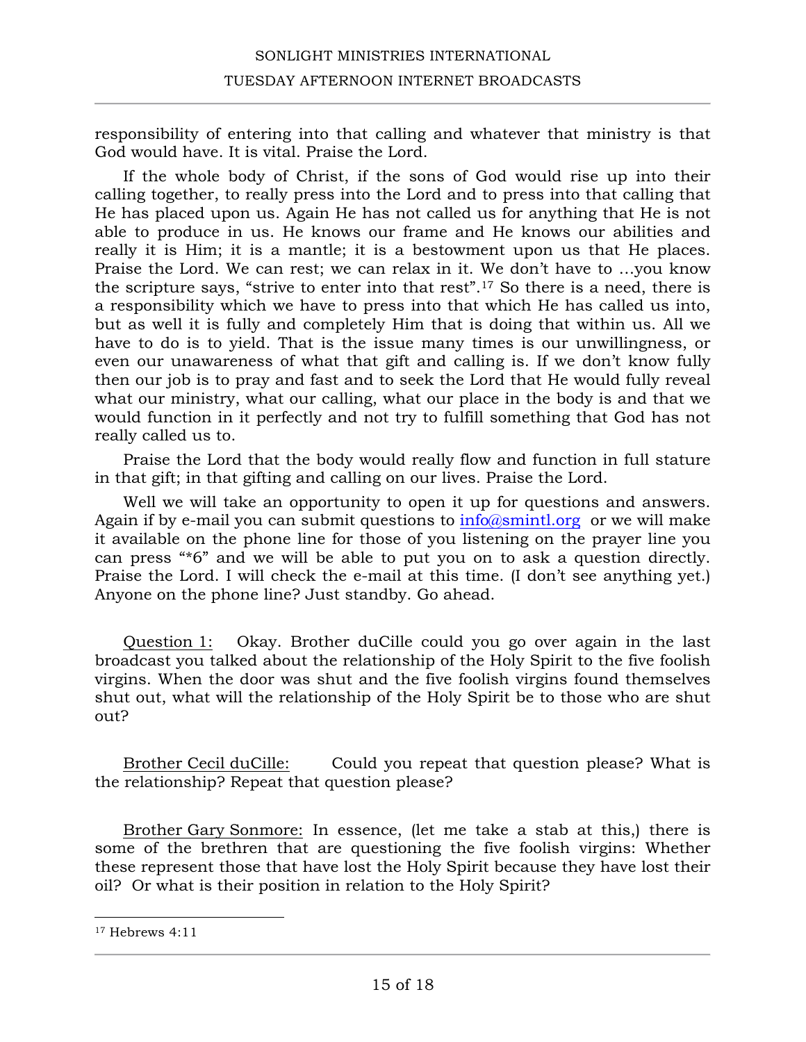responsibility of entering into that calling and whatever that ministry is that God would have. It is vital. Praise the Lord.

If the whole body of Christ, if the sons of God would rise up into their calling together, to really press into the Lord and to press into that calling that He has placed upon us. Again He has not called us for anything that He is not able to produce in us. He knows our frame and He knows our abilities and really it is Him; it is a mantle; it is a bestowment upon us that He places. Praise the Lord. We can rest; we can relax in it. We don't have to …you know the scripture says, "strive to enter into that rest".[17] So there is a need, there is a responsibility which we have to press into that which He has called us into, but as well it is fully and completely Him that is doing that within us. All we have to do is to yield. That is the issue many times is our unwillingness, or even our unawareness of what that gift and calling is. If we don't know fully then our job is to pray and fast and to seek the Lord that He would fully reveal what our ministry, what our calling, what our place in the body is and that we would function in it perfectly and not try to fulfill something that God has not really called us to.

Praise the Lord that the body would really flow and function in full stature in that gift; in that gifting and calling on our lives. Praise the Lord.

Well we will take an opportunity to open it up for questions and answers. Again if by e-mail you can submit questions to info@smintl.org or we will make it available on the phone line for those of you listening on the prayer line you can press "*6" and we will be able to put you on to ask a question directly. Praise the Lord. I will check the e-mail at this time. (I don't see anything yet.) Anyone on the phone line? Just standby. Go ahead.

<u>Question 1:</u> Okay. Brother duCille could you go over again in the last broadcast you talked about the relationship of the Holy Spirit to the five foolish virgins. When the door was shut and the five foolish virgins found themselves shut out, what will the relationship of the Holy Spirit be to those who are shut out?

<u>Brother Cecil duCille:</u> Could you repeat that question please? What is the relationship? Repeat that question please?

<u>Brother Gary Sonmore:</u> In essence, (let me take a stab at this,) there is some of the brethren that are questioning the five foolish virgins: Whether these represent those that have lost the Holy Spirit because they have lost their oil? Or what is their position in relation to the Holy Spirit?

---

[17] Hebrews 4:11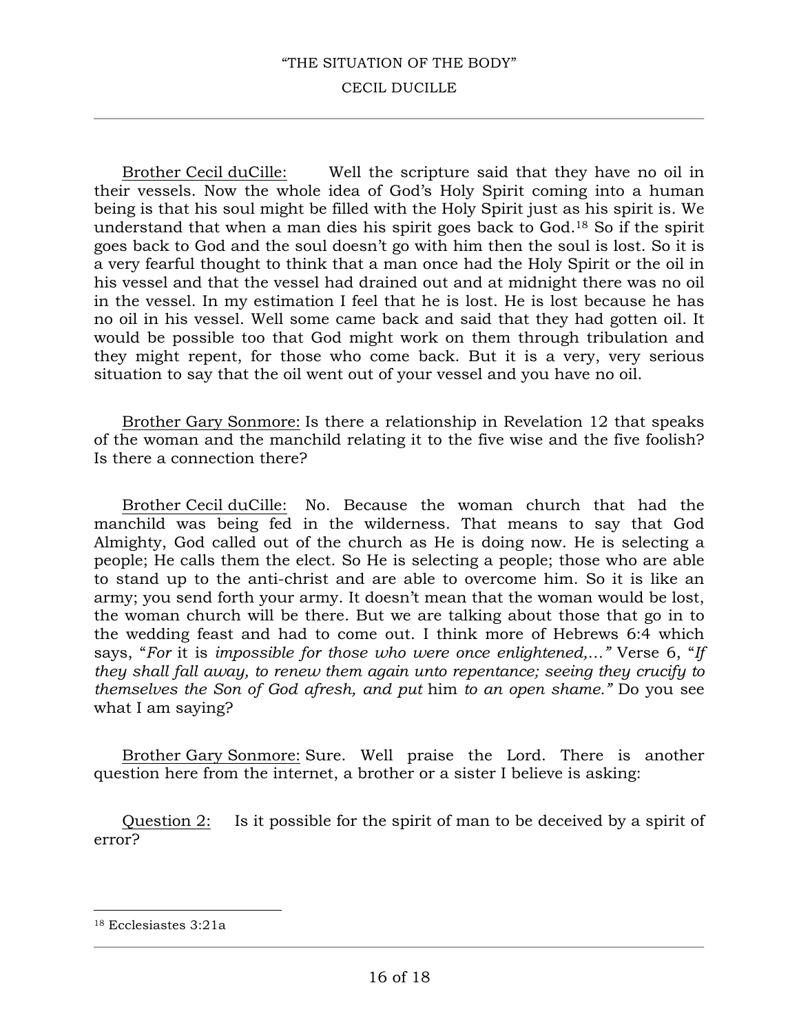Brother Cecil duCille: Well the scripture said that they have no oil in their vessels. Now the whole idea of God's Holy Spirit coming into a human being is that his soul might be filled with the Holy Spirit just as his spirit is. We understand that when a man dies his spirit goes back to God.[18] So if the spirit goes back to God and the soul doesn't go with him then the soul is lost. So it is a very fearful thought to think that a man once had the Holy Spirit or the oil in his vessel and that the vessel had drained out and at midnight there was no oil in the vessel. In my estimation I feel that he is lost. He is lost because he has no oil in his vessel. Well some came back and said that they had gotten oil. It would be possible too that God might work on them through tribulation and they might repent, for those who come back. But it is a very, very serious situation to say that the oil went out of your vessel and you have no oil.

Brother Gary Sonmore: Is there a relationship in Revelation 12 that speaks of the woman and the manchild relating it to the five wise and the five foolish? Is there a connection there?

Brother Cecil duCille: No. Because the woman church that had the manchild was being fed in the wilderness. That means to say that God Almighty, God called out of the church as He is doing now. He is selecting a people; He calls them the elect. So He is selecting a people; those who are able to stand up to the anti-christ and are able to overcome him. So it is like an army; you send forth your army. It doesn't mean that the woman would be lost, the woman church will be there. But we are talking about those that go in to the wedding feast and had to come out. I think more of Hebrews 6:4 which says, "*For* it is *impossible for those who were once enlightened,…"* Verse 6, "*If they shall fall away, to renew them again unto repentance; seeing they crucify to themselves the Son of God afresh, and put* him *to an open shame."* Do you see what I am saying?

Brother Gary Sonmore: Sure. Well praise the Lord. There is another question here from the internet, a brother or a sister I believe is asking:

Question 2: Is it possible for the spirit of man to be deceived by a spirit of error?

---

[18] Ecclesiastes 3:21a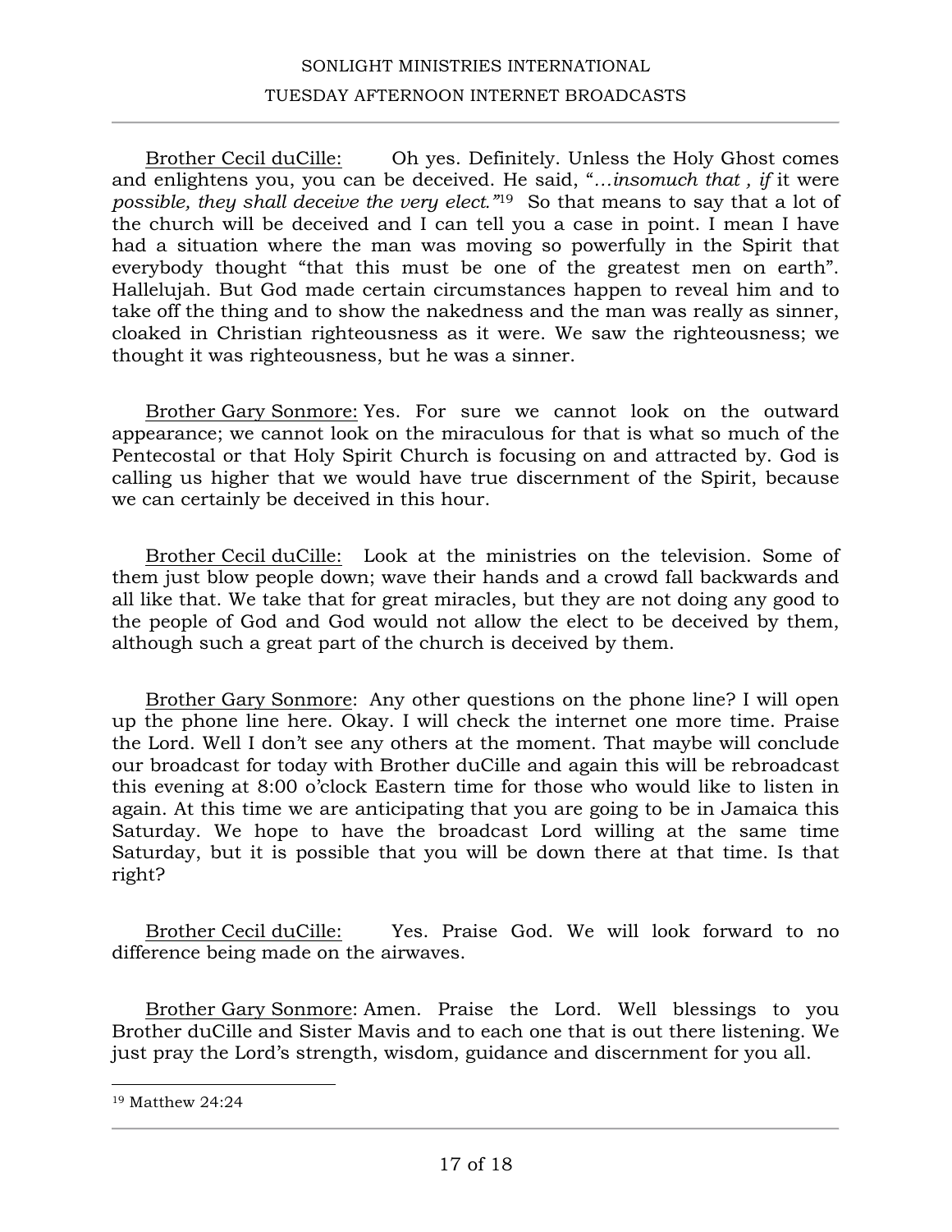Brother Cecil duCille: Oh yes. Definitely. Unless the Holy Ghost comes and enlightens you, you can be deceived. He said, "*…insomuch that , if* it were *possible, they shall deceive the very elect."*[19] So that means to say that a lot of the church will be deceived and I can tell you a case in point. I mean I have had a situation where the man was moving so powerfully in the Spirit that everybody thought "that this must be one of the greatest men on earth". Hallelujah. But God made certain circumstances happen to reveal him and to take off the thing and to show the nakedness and the man was really as sinner, cloaked in Christian righteousness as it were. We saw the righteousness; we thought it was righteousness, but he was a sinner.

Brother Gary Sonmore: Yes. For sure we cannot look on the outward appearance; we cannot look on the miraculous for that is what so much of the Pentecostal or that Holy Spirit Church is focusing on and attracted by. God is calling us higher that we would have true discernment of the Spirit, because we can certainly be deceived in this hour.

Brother Cecil duCille: Look at the ministries on the television. Some of them just blow people down; wave their hands and a crowd fall backwards and all like that. We take that for great miracles, but they are not doing any good to the people of God and God would not allow the elect to be deceived by them, although such a great part of the church is deceived by them.

Brother Gary Sonmore: Any other questions on the phone line? I will open up the phone line here. Okay. I will check the internet one more time. Praise the Lord. Well I don't see any others at the moment. That maybe will conclude our broadcast for today with Brother duCille and again this will be rebroadcast this evening at 8:00 o'clock Eastern time for those who would like to listen in again. At this time we are anticipating that you are going to be in Jamaica this Saturday. We hope to have the broadcast Lord willing at the same time Saturday, but it is possible that you will be down there at that time. Is that right?

Brother Cecil duCille: Yes. Praise God. We will look forward to no difference being made on the airwaves.

Brother Gary Sonmore: Amen. Praise the Lord. Well blessings to you Brother duCille and Sister Mavis and to each one that is out there listening. We just pray the Lord's strength, wisdom, guidance and discernment for you all.

---

[19] Matthew 24:24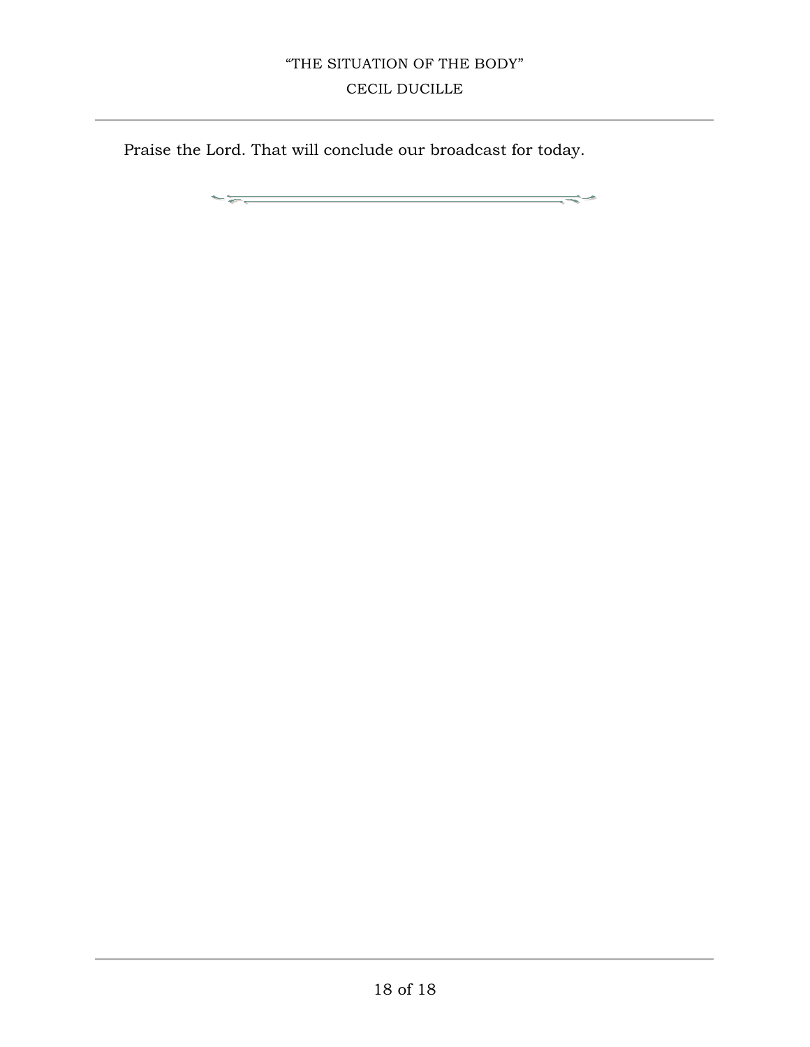Praise the Lord. That will conclude our broadcast for today.